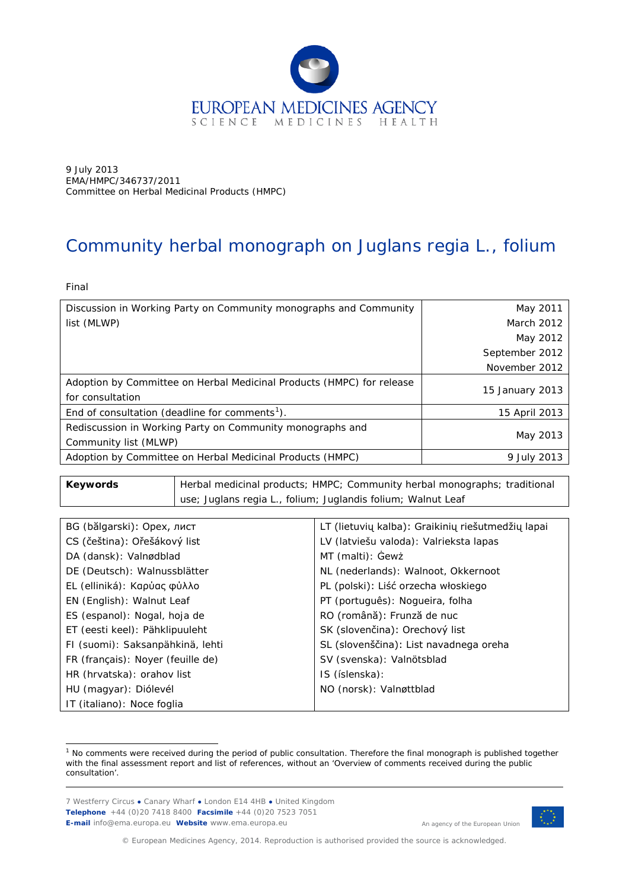EUROPEAN MEDICINES AGENCY
SCIENCE MEDICINES HEALTH

9 July 2013
EMA/HMPC/346737/2011
Committee on Herbal Medicinal Products (HMPC)

# Community herbal monograph on Juglans regia L., folium

Final

| Discussion in Working Party on Community monographs and Community list (MLWP) | May 2011<br>March 2012<br>May 2012<br>September 2012<br>November 2012 |
|---|---|
| Adoption by Committee on Herbal Medicinal Products (HMPC) for release for consultation | 15 January 2013 |
| End of consultation (deadline for comments[1]). | 15 April 2013 |
| Rediscussion in Working Party on Community monographs and Community list (MLWP) | May 2013 |
| Adoption by Committee on Herbal Medicinal Products (HMPC) | 9 July 2013 |

| **Keywords** | Herbal medicinal products; HMPC; Community herbal monographs; traditional use; Juglans regia L., folium; Juglandis folium; Walnut Leaf |
|---|---|

| | |
|---|---|
| BG (bălgarski): Орех, лист | LT (lietuvių kalba): Graikinių riešutmedžių lapai |
| CS (čeština): Ořešákový list | LV (latviešu valoda): Valrieksta lapas |
| DA (dansk): Valnødblad | MT (malti): Ġewż |
| DE (Deutsch): Walnussblätter | NL (nederlands): Walnoot, Okkernoot |
| EL (elliniká): Καρύας φύλλο | PL (polski): Liść orzecha włoskiego |
| EN (English): Walnut Leaf | PT (português): Nogueira, folha |
| ES (espanol): Nogal, hoja de | RO (română): Frunză de nuc |
| ET (eesti keel): Pähklipuuleht | SK (slovenčina): Orechový list |
| FI (suomi): Saksanpähkinä, lehti | SL (slovenščina): List navadnega oreha |
| FR (français): Noyer (feuille de) | SV (svenska): Valnötsblad |
| HR (hrvatska): orahov list | IS (íslenska): |
| HU (magyar): Diólevél | NO (norsk): Valnøttblad |
| IT (italiano): Noce foglia | |

[1] No comments were received during the period of public consultation. Therefore the final monograph is published together with the final assessment report and list of references, without an 'Overview of comments received during the public consultation'.

7 Westferry Circus ● Canary Wharf ● London E14 4HB ● United Kingdom
**Telephone** +44 (0)20 7418 8400 **Facsimile** +44 (0)20 7523 7051
**E-mail** info@ema.europa.eu **Website** www.ema.europa.eu

An agency of the European Union

© European Medicines Agency, 2014. Reproduction is authorised provided the source is acknowledged.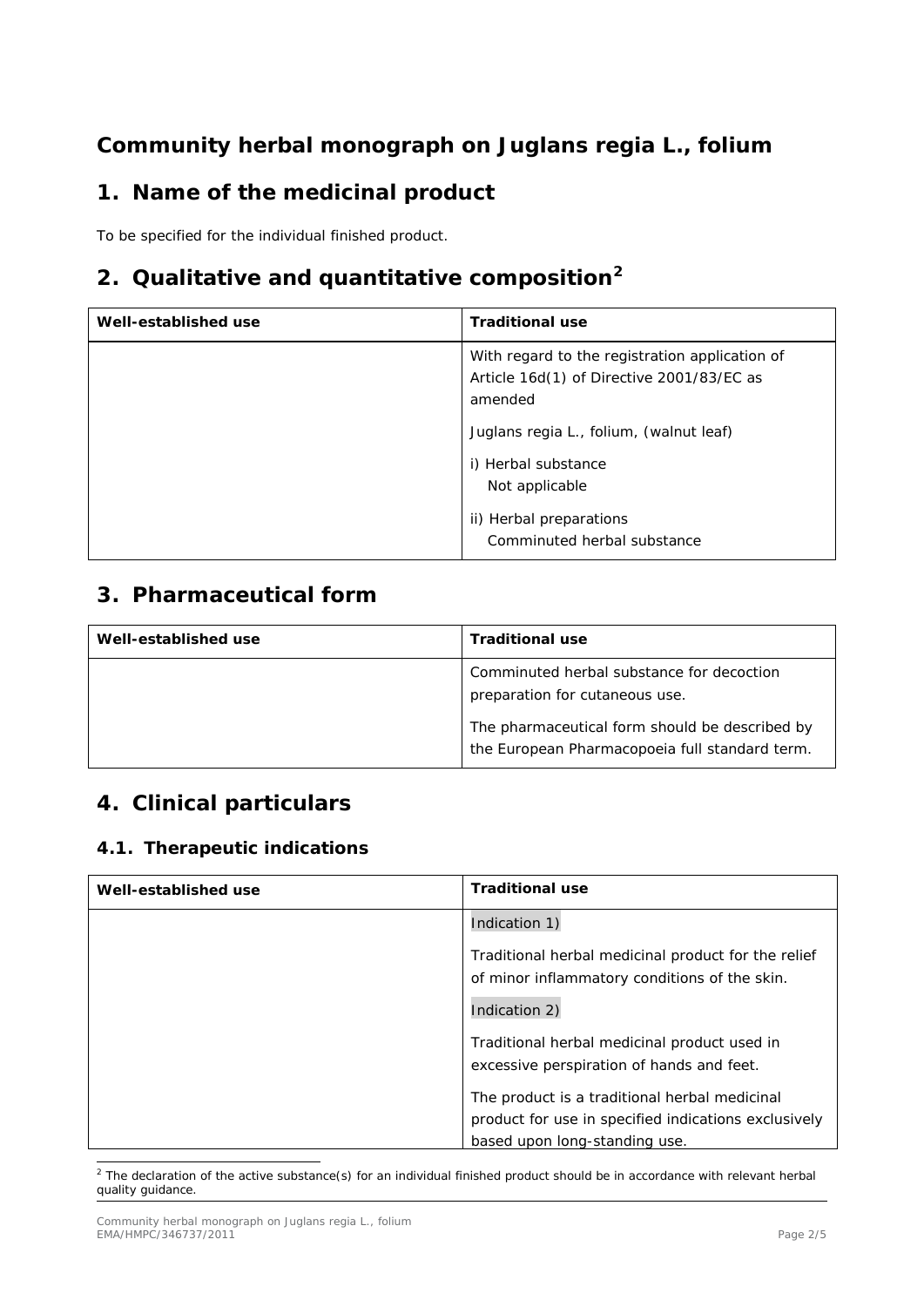# Community herbal monograph on Juglans regia L., folium

## 1. Name of the medicinal product

To be specified for the individual finished product.

## 2. Qualitative and quantitative composition[2]

| Well-established use | Traditional use |
|---|---|
| | With regard to the registration application of Article 16d(1) of Directive 2001/83/EC as amended<br><br>Juglans regia L., folium, (walnut leaf)<br><br>i) Herbal substance<br>Not applicable<br><br>ii) Herbal preparations<br>Comminuted herbal substance |

## 3. Pharmaceutical form

| Well-established use | Traditional use |
|---|---|
| | Comminuted herbal substance for decoction preparation for cutaneous use.<br><br>The pharmaceutical form should be described by the European Pharmacopoeia full standard term. |

## 4. Clinical particulars

### 4.1. Therapeutic indications

| Well-established use | Traditional use |
|---|---|
| | Indication 1)<br><br>Traditional herbal medicinal product for the relief of minor inflammatory conditions of the skin.<br><br>Indication 2)<br><br>Traditional herbal medicinal product used in excessive perspiration of hands and feet.<br><br>The product is a traditional herbal medicinal product for use in specified indications exclusively based upon long-standing use. |

[2] The declaration of the active substance(s) for an individual finished product should be in accordance with relevant herbal quality guidance.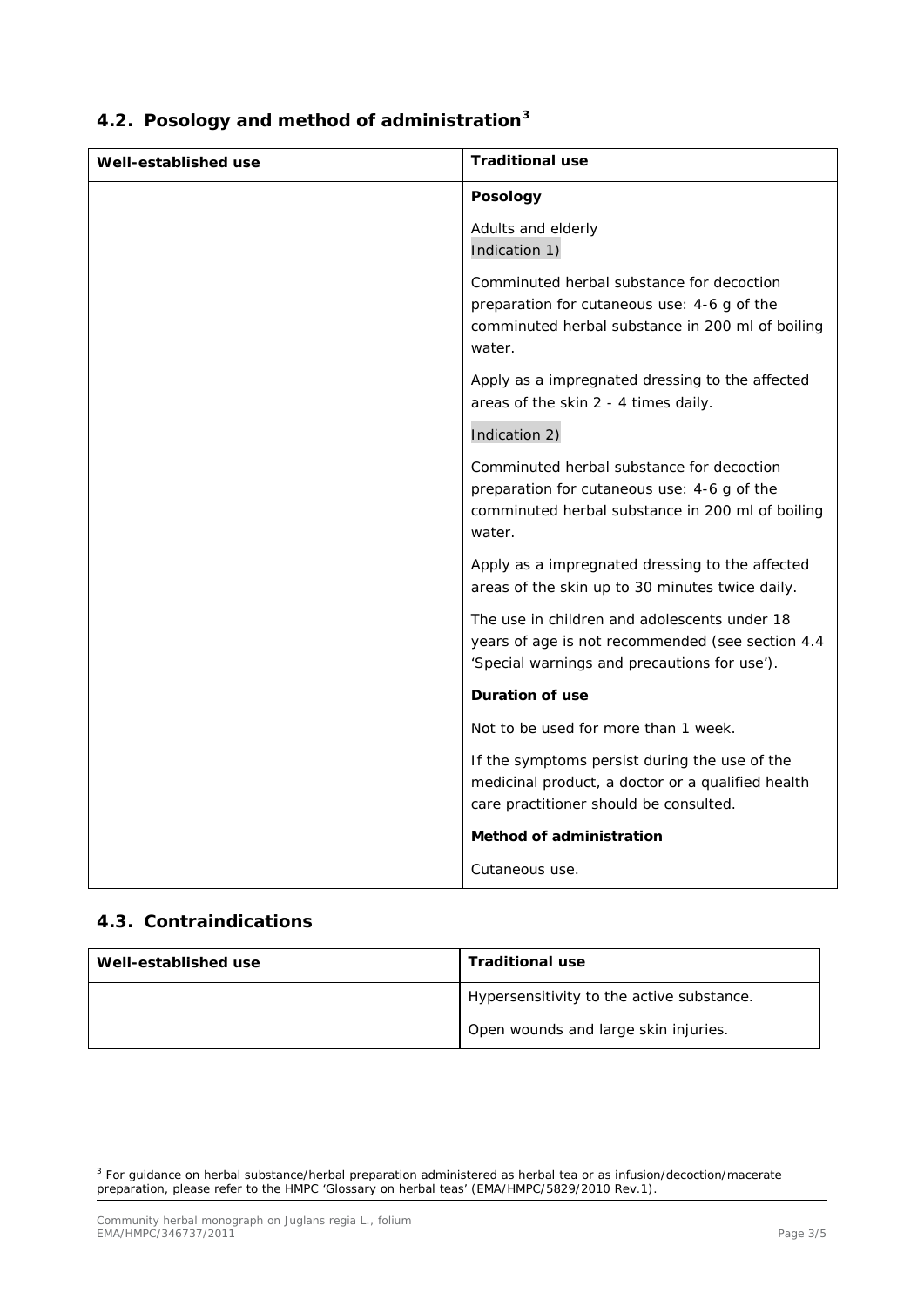## 4.2. Posology and method of administration[3]

| Well-established use | Traditional use |
|---|---|
| | **Posology**<br><br>Adults and elderly<br>Indication 1)<br><br>Comminuted herbal substance for decoction preparation for cutaneous use: 4-6 g of the comminuted herbal substance in 200 ml of boiling water.<br><br>Apply as a impregnated dressing to the affected areas of the skin 2 - 4 times daily.<br><br>Indication 2)<br><br>Comminuted herbal substance for decoction preparation for cutaneous use: 4-6 g of the comminuted herbal substance in 200 ml of boiling water.<br><br>Apply as a impregnated dressing to the affected areas of the skin up to 30 minutes twice daily.<br><br>The use in children and adolescents under 18 years of age is not recommended (see section 4.4 'Special warnings and precautions for use').<br><br>**Duration of use**<br><br>Not to be used for more than 1 week.<br><br>If the symptoms persist during the use of the medicinal product, a doctor or a qualified health care practitioner should be consulted.<br><br>**Method of administration**<br><br>Cutaneous use. |

## 4.3. Contraindications

| Well-established use | Traditional use |
|---|---|
| | Hypersensitivity to the active substance.<br><br>Open wounds and large skin injuries. |

[3] For guidance on herbal substance/herbal preparation administered as herbal tea or as infusion/decoction/macerate preparation, please refer to the HMPC 'Glossary on herbal teas' (EMA/HMPC/5829/2010 Rev.1).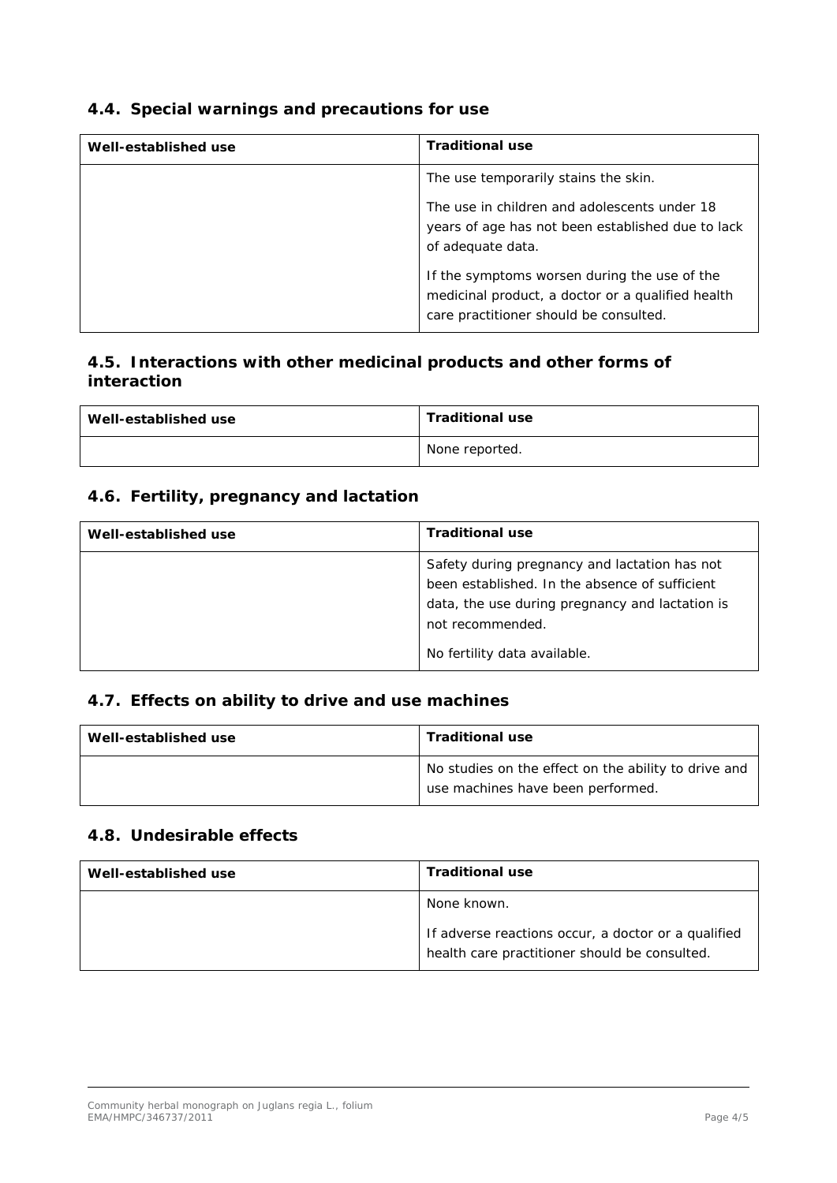### 4.4. Special warnings and precautions for use

| Well-established use | Traditional use |
|---|---|
| | The use temporarily stains the skin.<br><br>The use in children and adolescents under 18 years of age has not been established due to lack of adequate data.<br><br>If the symptoms worsen during the use of the medicinal product, a doctor or a qualified health care practitioner should be consulted. |

### 4.5. Interactions with other medicinal products and other forms of interaction

| Well-established use | Traditional use |
|---|---|
| | None reported. |

### 4.6. Fertility, pregnancy and lactation

| Well-established use | Traditional use |
|---|---|
| | Safety during pregnancy and lactation has not been established. In the absence of sufficient data, the use during pregnancy and lactation is not recommended.<br><br>No fertility data available. |

### 4.7. Effects on ability to drive and use machines

| Well-established use | Traditional use |
|---|---|
| | No studies on the effect on the ability to drive and use machines have been performed. |

### 4.8. Undesirable effects

| Well-established use | Traditional use |
|---|---|
| | None known.<br><br>If adverse reactions occur, a doctor or a qualified health care practitioner should be consulted. |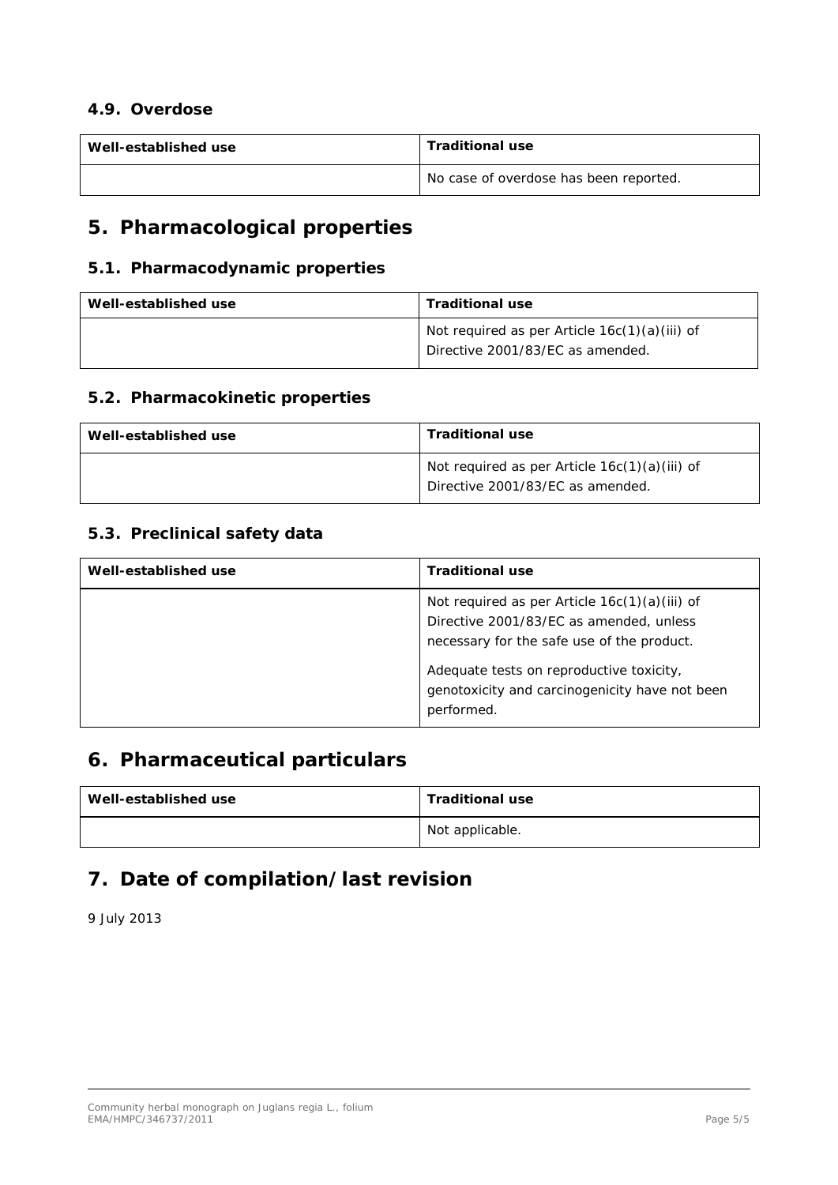### 4.9. Overdose

| Well-established use | Traditional use |
|---|---|
| | No case of overdose has been reported. |

## 5. Pharmacological properties

### 5.1. Pharmacodynamic properties

| Well-established use | Traditional use |
|---|---|
| | Not required as per Article 16c(1)(a)(iii) of Directive 2001/83/EC as amended. |

### 5.2. Pharmacokinetic properties

| Well-established use | Traditional use |
|---|---|
| | Not required as per Article 16c(1)(a)(iii) of Directive 2001/83/EC as amended. |

### 5.3. Preclinical safety data

| Well-established use | Traditional use |
|---|---|
| | Not required as per Article 16c(1)(a)(iii) of Directive 2001/83/EC as amended, unless necessary for the safe use of the product.<br><br>Adequate tests on reproductive toxicity, genotoxicity and carcinogenicity have not been performed. |

## 6. Pharmaceutical particulars

| Well-established use | Traditional use |
|---|---|
| | Not applicable. |

## 7. Date of compilation/last revision

9 July 2013